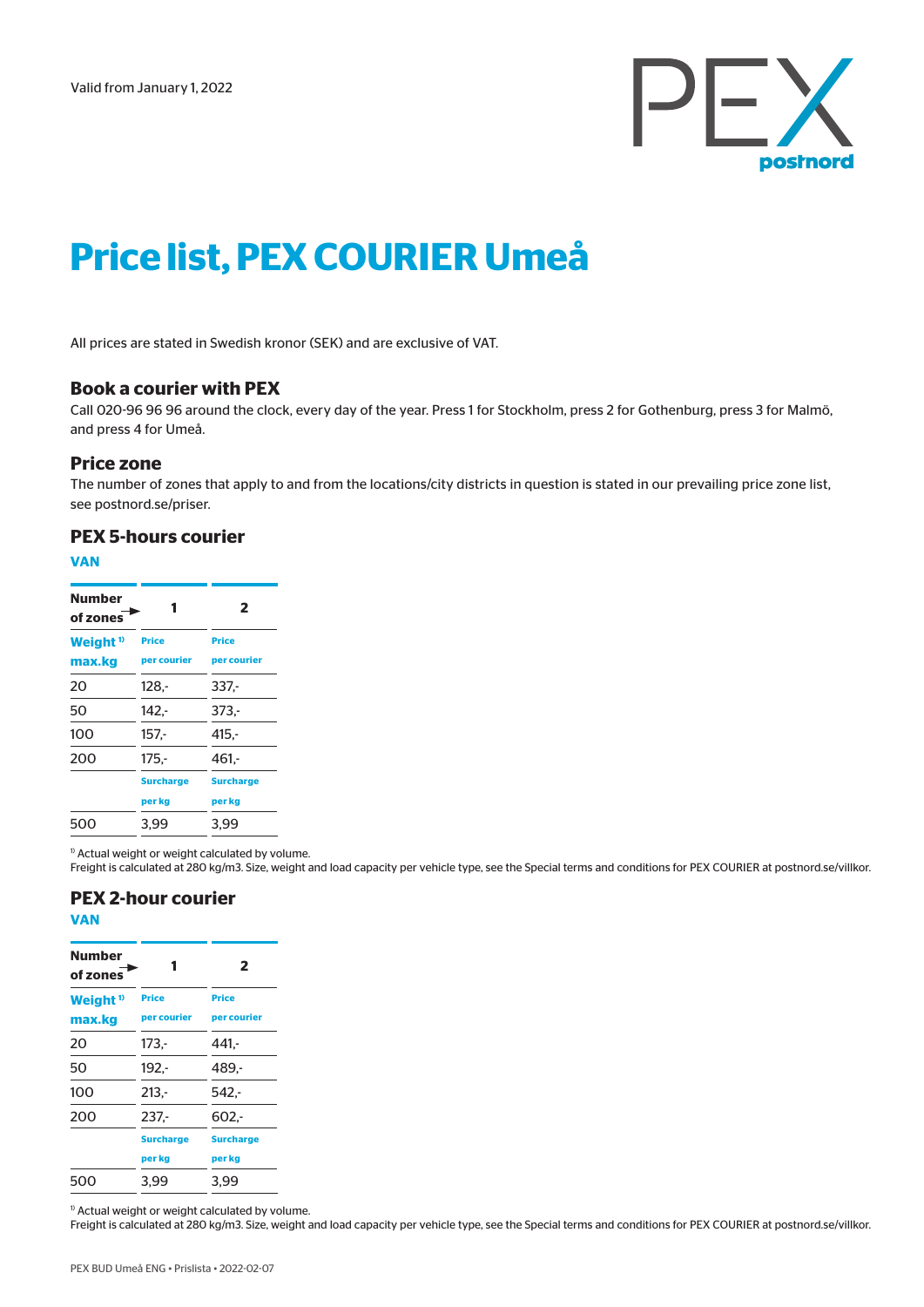Valid from January 1, 2022

# Price list, PEX COURIER Umeå

All prices are stated in Swedish kronor (SEK) and are exclusive of VAT.

## Book a courier with PEX

Call 020-96 96 96 around the clock, every day of the year. Press 1 for Stockholm, press 2 for Gothenburg, press 3 for Malmö, and press 4 for Umeå.

## Price zone

The number of zones that apply to and from the locations/city districts in question is stated in our prevailing price zone list, see postnord.se/priser.

## PEX 5-hours courier

### VAN

| Number of zones → | 1 | 2 |
|---|---|---|
| Weight [1] max.kg | Price per courier | Price per courier |
| 20 | 128,- | 337,- |
| 50 | 142,- | 373,- |
| 100 | 157,- | 415,- |
| 200 | 175,- | 461,- |
| | Surcharge per kg | Surcharge per kg |
| 500 | 3,99 | 3,99 |

[1] Actual weight or weight calculated by volume.
Freight is calculated at 280 kg/m3. Size, weight and load capacity per vehicle type, see the Special terms and conditions for PEX COURIER at postnord.se/villkor.

## PEX 2-hour courier

### VAN

| Number of zones → | 1 | 2 |
|---|---|---|
| Weight [1] max.kg | Price per courier | Price per courier |
| 20 | 173,- | 441,- |
| 50 | 192,- | 489,- |
| 100 | 213,- | 542,- |
| 200 | 237,- | 602,- |
| | Surcharge per kg | Surcharge per kg |
| 500 | 3,99 | 3,99 |

[1] Actual weight or weight calculated by volume.
Freight is calculated at 280 kg/m3. Size, weight and load capacity per vehicle type, see the Special terms and conditions for PEX COURIER at postnord.se/villkor.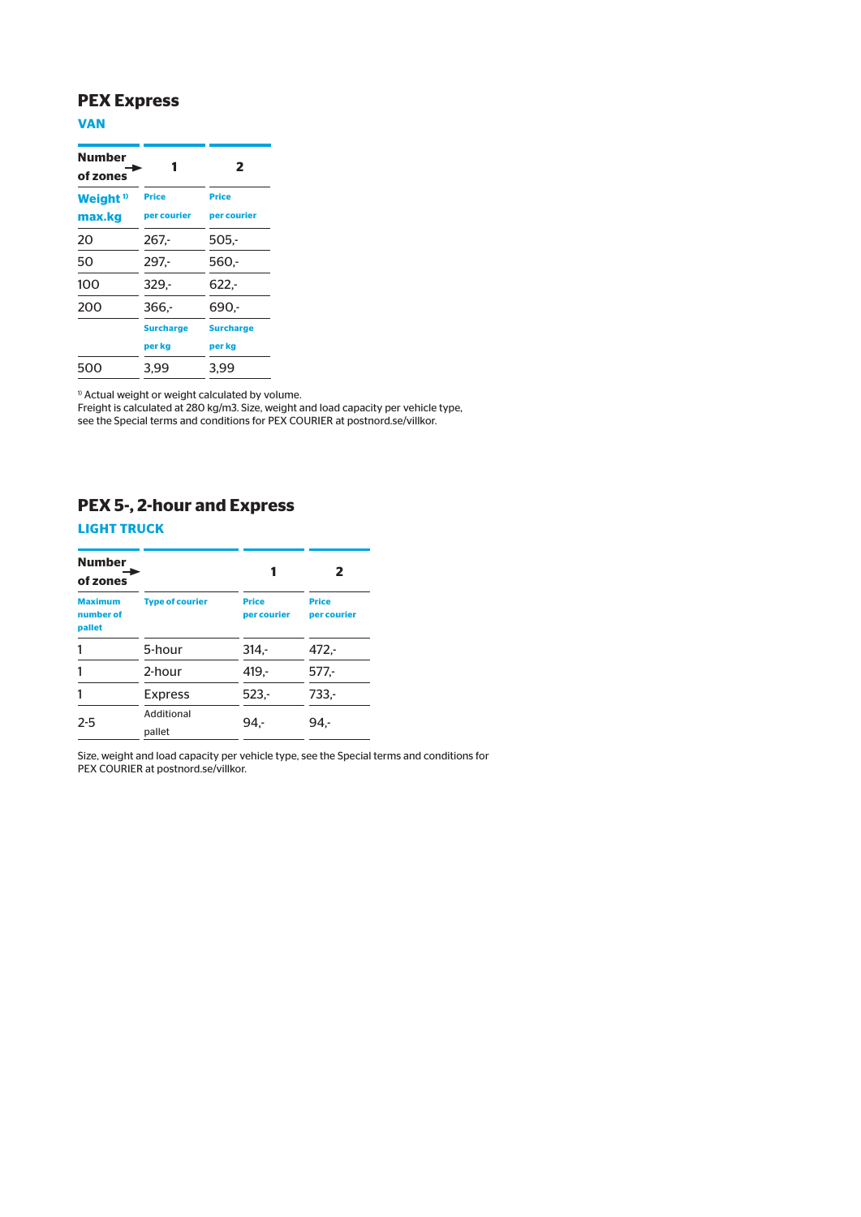## PEX Express

### VAN

| Number of zones → | 1 | 2 |
|---|---|---|
| Weight [1] max.kg | Price per courier | Price per courier |
| 20 | 267,- | 505,- |
| 50 | 297,- | 560,- |
| 100 | 329,- | 622,- |
| 200 | 366,- | 690,- |
| | Surcharge per kg | Surcharge per kg |
| 500 | 3,99 | 3,99 |

[1] Actual weight or weight calculated by volume.
Freight is calculated at 280 kg/m3. Size, weight and load capacity per vehicle type, see the Special terms and conditions for PEX COURIER at postnord.se/villkor.

## PEX 5-, 2-hour and Express

### LIGHT TRUCK

| Number of zones → | | 1 | 2 |
|---|---|---|---|
| Maximum number of pallet | Type of courier | Price per courier | Price per courier |
| 1 | 5-hour | 314,- | 472,- |
| 1 | 2-hour | 419,- | 577,- |
| 1 | Express | 523,- | 733,- |
| 2-5 | Additional pallet | 94,- | 94,- |

Size, weight and load capacity per vehicle type, see the Special terms and conditions for PEX COURIER at postnord.se/villkor.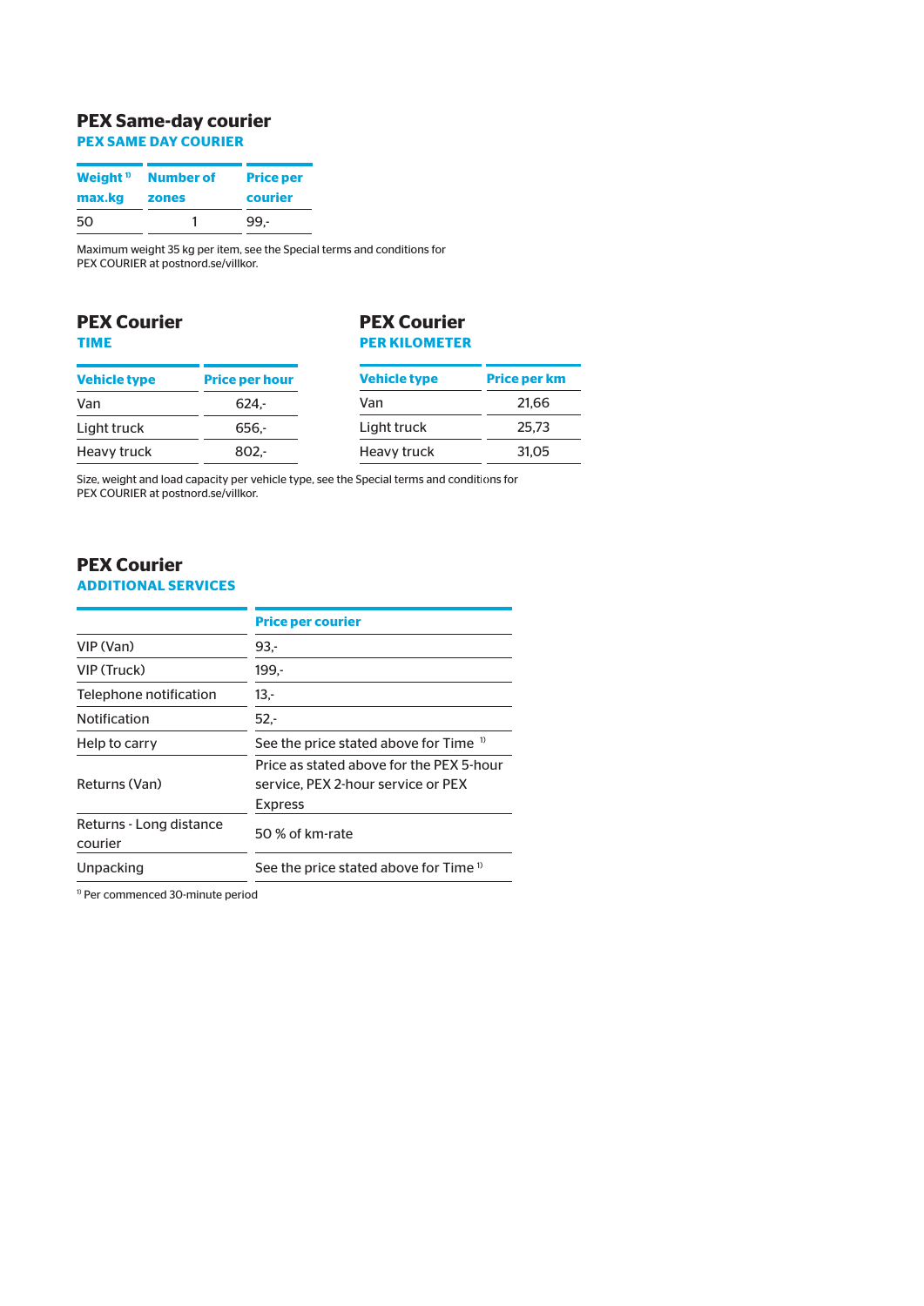## PEX Same-day courier

### PEX SAME DAY COURIER

| Weight [1] max.kg | Number of zones | Price per courier |
|---|---|---|
| 50 | 1 | 99,- |

Maximum weight 35 kg per item, see the Special terms and conditions for PEX COURIER at postnord.se/villkor.

## PEX Courier

### TIME

| Vehicle type | Price per hour |
|---|---|
| Van | 624,- |
| Light truck | 656,- |
| Heavy truck | 802,- |

## PEX Courier

### PER KILOMETER

| Vehicle type | Price per km |
|---|---|
| Van | 21,66 |
| Light truck | 25,73 |
| Heavy truck | 31,05 |

Size, weight and load capacity per vehicle type, see the Special terms and conditions for PEX COURIER at postnord.se/villkor.

## PEX Courier

### ADDITIONAL SERVICES

| | Price per courier |
|---|---|
| VIP (Van) | 93,- |
| VIP (Truck) | 199,- |
| Telephone notification | 13,- |
| Notification | 52,- |
| Help to carry | See the price stated above for Time [1] |
| Returns (Van) | Price as stated above for the PEX 5-hour service, PEX 2-hour service or PEX Express |
| Returns - Long distance courier | 50 % of km-rate |
| Unpacking | See the price stated above for Time [1] |

[1] Per commenced 30-minute period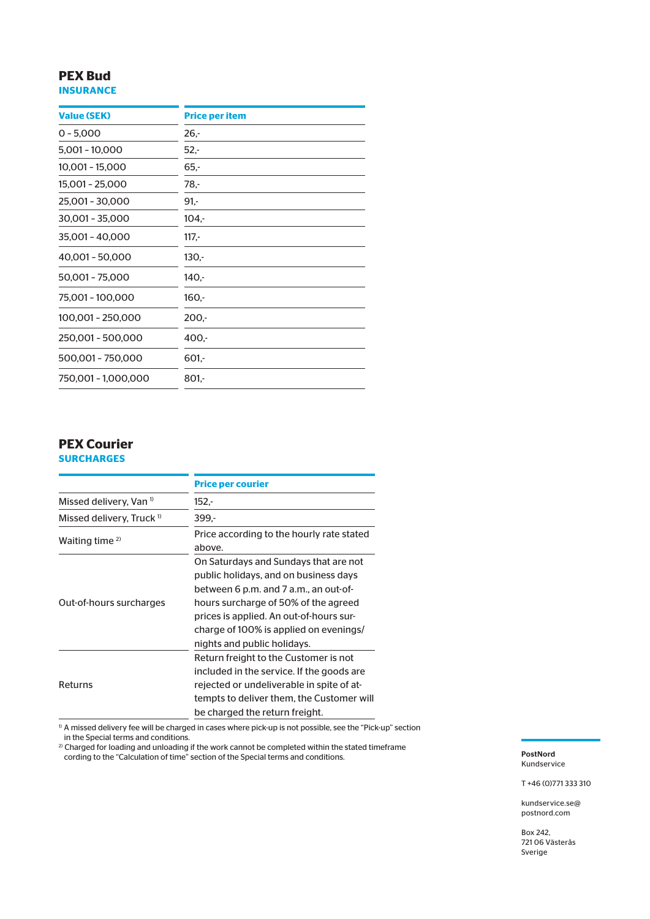## PEX Bud

### INSURANCE

| Value (SEK) | Price per item |
|---|---|
| 0 - 5,000 | 26,- |
| 5,001 - 10,000 | 52,- |
| 10,001 - 15,000 | 65,- |
| 15,001 - 25,000 | 78,- |
| 25,001 - 30,000 | 91,- |
| 30,001 - 35,000 | 104,- |
| 35,001 - 40,000 | 117,- |
| 40,001 - 50,000 | 130,- |
| 50,001 - 75,000 | 140,- |
| 75,001 - 100,000 | 160,- |
| 100,001 - 250,000 | 200,- |
| 250,001 - 500,000 | 400,- |
| 500,001 - 750,000 | 601,- |
| 750,001 - 1,000,000 | 801,- |

## PEX Courier

### SURCHARGES

| | Price per courier |
|---|---|
| Missed delivery, Van [1] | 152,- |
| Missed delivery, Truck [1] | 399,- |
| Waiting time [2] | Price according to the hourly rate stated above. |
| Out-of-hours surcharges | On Saturdays and Sundays that are not public holidays, and on business days between 6 p.m. and 7 a.m., an out-of-hours surcharge of 50% of the agreed prices is applied. An out-of-hours surcharge of 100% is applied on evenings/nights and public holidays. |
| Returns | Return freight to the Customer is not included in the service. If the goods are rejected or undeliverable in spite of attempts to deliver them, the Customer will be charged the return freight. |

[1] A missed delivery fee will be charged in cases where pick-up is not possible, see the "Pick-up" section in the Special terms and conditions.

[2] Charged for loading and unloading if the work cannot be completed within the stated timeframe cording to the "Calculation of time" section of the Special terms and conditions.

**PostNord**
Kundservice

T +46 (0)771 333 310

kundservice.se@postnord.com

Box 242,
721 06 Västerås
Sverige